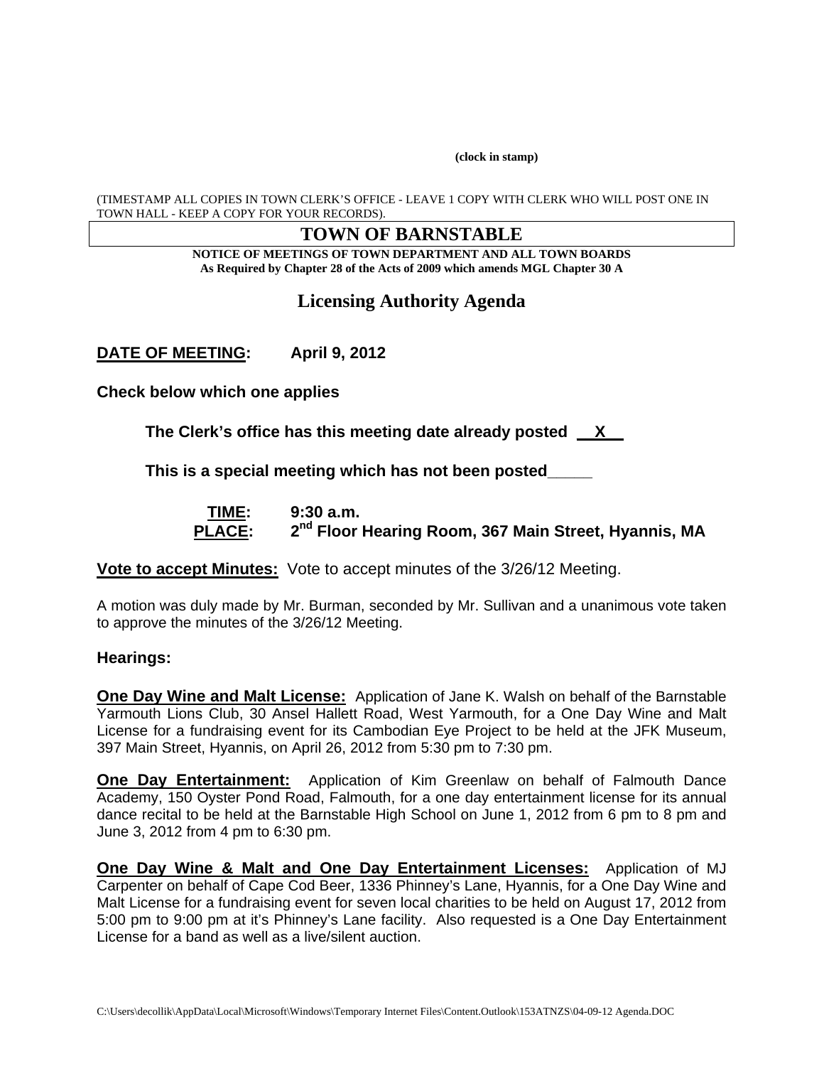**(clock in stamp)**

(TIMESTAMP ALL COPIES IN TOWN CLERK'S OFFICE - LEAVE 1 COPY WITH CLERK WHO WILL POST ONE IN TOWN HALL - KEEP A COPY FOR YOUR RECORDS).

# TOWN OF BARNSTABLE

**NOTICE OF MEETINGS OF TOWN DEPARTMENT AND ALL TOWN BOARDS**
**As Required by Chapter 28 of the Acts of 2009 which amends MGL Chapter 30 A**

## Licensing Authority Agenda

**DATE OF MEETING:** **April 9, 2012**

**Check below which one applies**

**The Clerk's office has this meeting date already posted \_\_X\_\_**

**This is a special meeting which has not been posted\_\_\_\_\_**

**TIME:** **9:30 a.m.**
**PLACE:** **2nd Floor Hearing Room, 367 Main Street, Hyannis, MA**

**Vote to accept Minutes:** Vote to accept minutes of the 3/26/12 Meeting.

A motion was duly made by Mr. Burman, seconded by Mr. Sullivan and a unanimous vote taken to approve the minutes of the 3/26/12 Meeting.

**Hearings:**

**One Day Wine and Malt License:** Application of Jane K. Walsh on behalf of the Barnstable Yarmouth Lions Club, 30 Ansel Hallett Road, West Yarmouth, for a One Day Wine and Malt License for a fundraising event for its Cambodian Eye Project to be held at the JFK Museum, 397 Main Street, Hyannis, on April 26, 2012 from 5:30 pm to 7:30 pm.

**One Day Entertainment:** Application of Kim Greenlaw on behalf of Falmouth Dance Academy, 150 Oyster Pond Road, Falmouth, for a one day entertainment license for its annual dance recital to be held at the Barnstable High School on June 1, 2012 from 6 pm to 8 pm and June 3, 2012 from 4 pm to 6:30 pm.

**One Day Wine & Malt and One Day Entertainment Licenses:** Application of MJ Carpenter on behalf of Cape Cod Beer, 1336 Phinney's Lane, Hyannis, for a One Day Wine and Malt License for a fundraising event for seven local charities to be held on August 17, 2012 from 5:00 pm to 9:00 pm at it's Phinney's Lane facility. Also requested is a One Day Entertainment License for a band as well as a live/silent auction.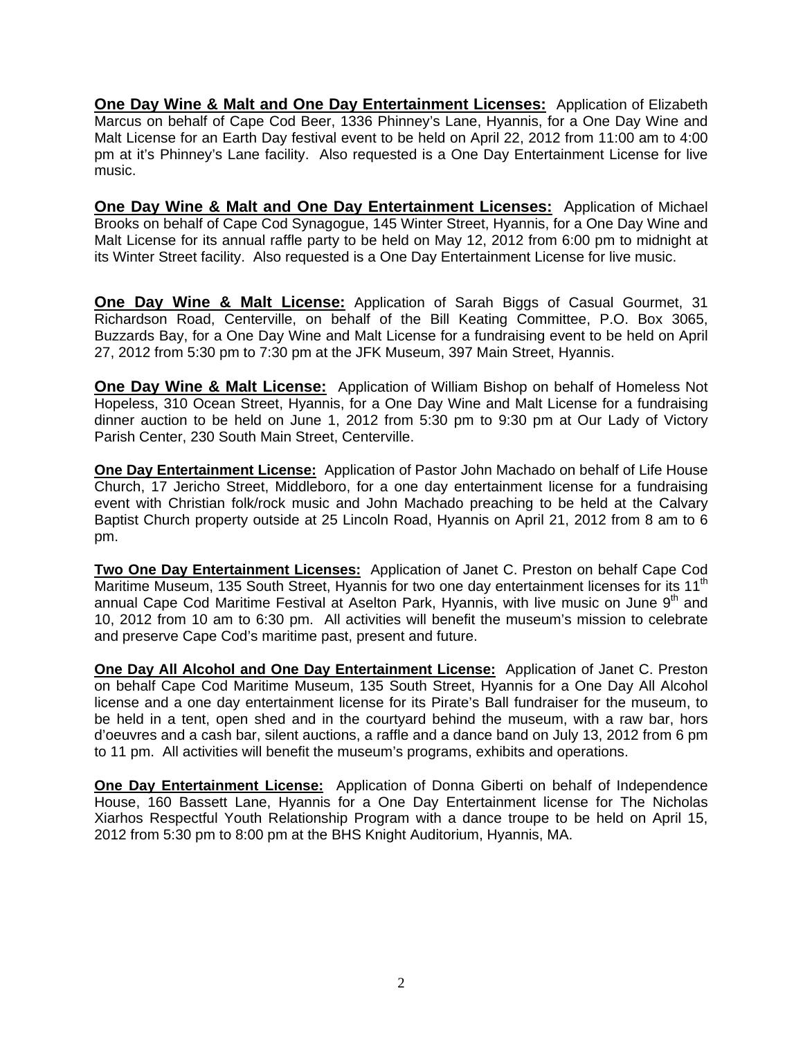**One Day Wine & Malt and One Day Entertainment Licenses:** Application of Elizabeth Marcus on behalf of Cape Cod Beer, 1336 Phinney's Lane, Hyannis, for a One Day Wine and Malt License for an Earth Day festival event to be held on April 22, 2012 from 11:00 am to 4:00 pm at it's Phinney's Lane facility. Also requested is a One Day Entertainment License for live music.

**One Day Wine & Malt and One Day Entertainment Licenses:** Application of Michael Brooks on behalf of Cape Cod Synagogue, 145 Winter Street, Hyannis, for a One Day Wine and Malt License for its annual raffle party to be held on May 12, 2012 from 6:00 pm to midnight at its Winter Street facility. Also requested is a One Day Entertainment License for live music.

**One Day Wine & Malt License:** Application of Sarah Biggs of Casual Gourmet, 31 Richardson Road, Centerville, on behalf of the Bill Keating Committee, P.O. Box 3065, Buzzards Bay, for a One Day Wine and Malt License for a fundraising event to be held on April 27, 2012 from 5:30 pm to 7:30 pm at the JFK Museum, 397 Main Street, Hyannis.

**One Day Wine & Malt License:** Application of William Bishop on behalf of Homeless Not Hopeless, 310 Ocean Street, Hyannis, for a One Day Wine and Malt License for a fundraising dinner auction to be held on June 1, 2012 from 5:30 pm to 9:30 pm at Our Lady of Victory Parish Center, 230 South Main Street, Centerville.

**One Day Entertainment License:** Application of Pastor John Machado on behalf of Life House Church, 17 Jericho Street, Middleboro, for a one day entertainment license for a fundraising event with Christian folk/rock music and John Machado preaching to be held at the Calvary Baptist Church property outside at 25 Lincoln Road, Hyannis on April 21, 2012 from 8 am to 6 pm.

**Two One Day Entertainment Licenses:** Application of Janet C. Preston on behalf Cape Cod Maritime Museum, 135 South Street, Hyannis for two one day entertainment licenses for its 11th annual Cape Cod Maritime Festival at Aselton Park, Hyannis, with live music on June 9th and 10, 2012 from 10 am to 6:30 pm. All activities will benefit the museum's mission to celebrate and preserve Cape Cod's maritime past, present and future.

**One Day All Alcohol and One Day Entertainment License:** Application of Janet C. Preston on behalf Cape Cod Maritime Museum, 135 South Street, Hyannis for a One Day All Alcohol license and a one day entertainment license for its Pirate's Ball fundraiser for the museum, to be held in a tent, open shed and in the courtyard behind the museum, with a raw bar, hors d'oeuvres and a cash bar, silent auctions, a raffle and a dance band on July 13, 2012 from 6 pm to 11 pm. All activities will benefit the museum's programs, exhibits and operations.

**One Day Entertainment License:** Application of Donna Giberti on behalf of Independence House, 160 Bassett Lane, Hyannis for a One Day Entertainment license for The Nicholas Xiarhos Respectful Youth Relationship Program with a dance troupe to be held on April 15, 2012 from 5:30 pm to 8:00 pm at the BHS Knight Auditorium, Hyannis, MA.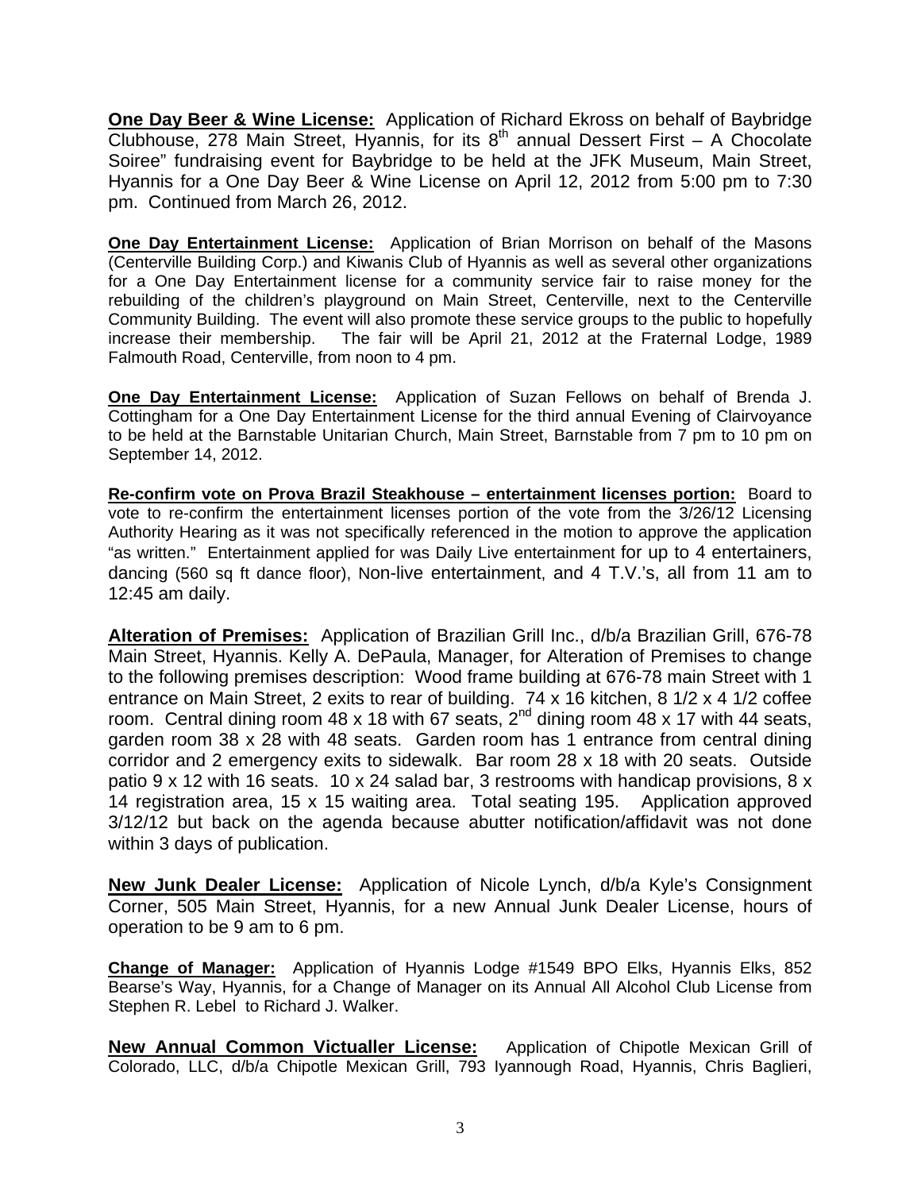**One Day Beer & Wine License:** Application of Richard Ekross on behalf of Baybridge Clubhouse, 278 Main Street, Hyannis, for its 8th annual Dessert First – A Chocolate Soiree" fundraising event for Baybridge to be held at the JFK Museum, Main Street, Hyannis for a One Day Beer & Wine License on April 12, 2012 from 5:00 pm to 7:30 pm. Continued from March 26, 2012.

**One Day Entertainment License:** Application of Brian Morrison on behalf of the Masons (Centerville Building Corp.) and Kiwanis Club of Hyannis as well as several other organizations for a One Day Entertainment license for a community service fair to raise money for the rebuilding of the children's playground on Main Street, Centerville, next to the Centerville Community Building. The event will also promote these service groups to the public to hopefully increase their membership. The fair will be April 21, 2012 at the Fraternal Lodge, 1989 Falmouth Road, Centerville, from noon to 4 pm.

**One Day Entertainment License:** Application of Suzan Fellows on behalf of Brenda J. Cottingham for a One Day Entertainment License for the third annual Evening of Clairvoyance to be held at the Barnstable Unitarian Church, Main Street, Barnstable from 7 pm to 10 pm on September 14, 2012.

**Re-confirm vote on Prova Brazil Steakhouse – entertainment licenses portion:** Board to vote to re-confirm the entertainment licenses portion of the vote from the 3/26/12 Licensing Authority Hearing as it was not specifically referenced in the motion to approve the application "as written." Entertainment applied for was Daily Live entertainment for up to 4 entertainers, dancing (560 sq ft dance floor), Non-live entertainment, and 4 T.V.'s, all from 11 am to 12:45 am daily.

**Alteration of Premises:** Application of Brazilian Grill Inc., d/b/a Brazilian Grill, 676-78 Main Street, Hyannis. Kelly A. DePaula, Manager, for Alteration of Premises to change to the following premises description: Wood frame building at 676-78 main Street with 1 entrance on Main Street, 2 exits to rear of building. 74 x 16 kitchen, 8 1/2 x 4 1/2 coffee room. Central dining room 48 x 18 with 67 seats, 2nd dining room 48 x 17 with 44 seats, garden room 38 x 28 with 48 seats. Garden room has 1 entrance from central dining corridor and 2 emergency exits to sidewalk. Bar room 28 x 18 with 20 seats. Outside patio 9 x 12 with 16 seats. 10 x 24 salad bar, 3 restrooms with handicap provisions, 8 x 14 registration area, 15 x 15 waiting area. Total seating 195. Application approved 3/12/12 but back on the agenda because abutter notification/affidavit was not done within 3 days of publication.

**New Junk Dealer License:** Application of Nicole Lynch, d/b/a Kyle's Consignment Corner, 505 Main Street, Hyannis, for a new Annual Junk Dealer License, hours of operation to be 9 am to 6 pm.

**Change of Manager:** Application of Hyannis Lodge #1549 BPO Elks, Hyannis Elks, 852 Bearse's Way, Hyannis, for a Change of Manager on its Annual All Alcohol Club License from Stephen R. Lebel to Richard J. Walker.

**New Annual Common Victualler License:** Application of Chipotle Mexican Grill of Colorado, LLC, d/b/a Chipotle Mexican Grill, 793 Iyannough Road, Hyannis, Chris Baglieri,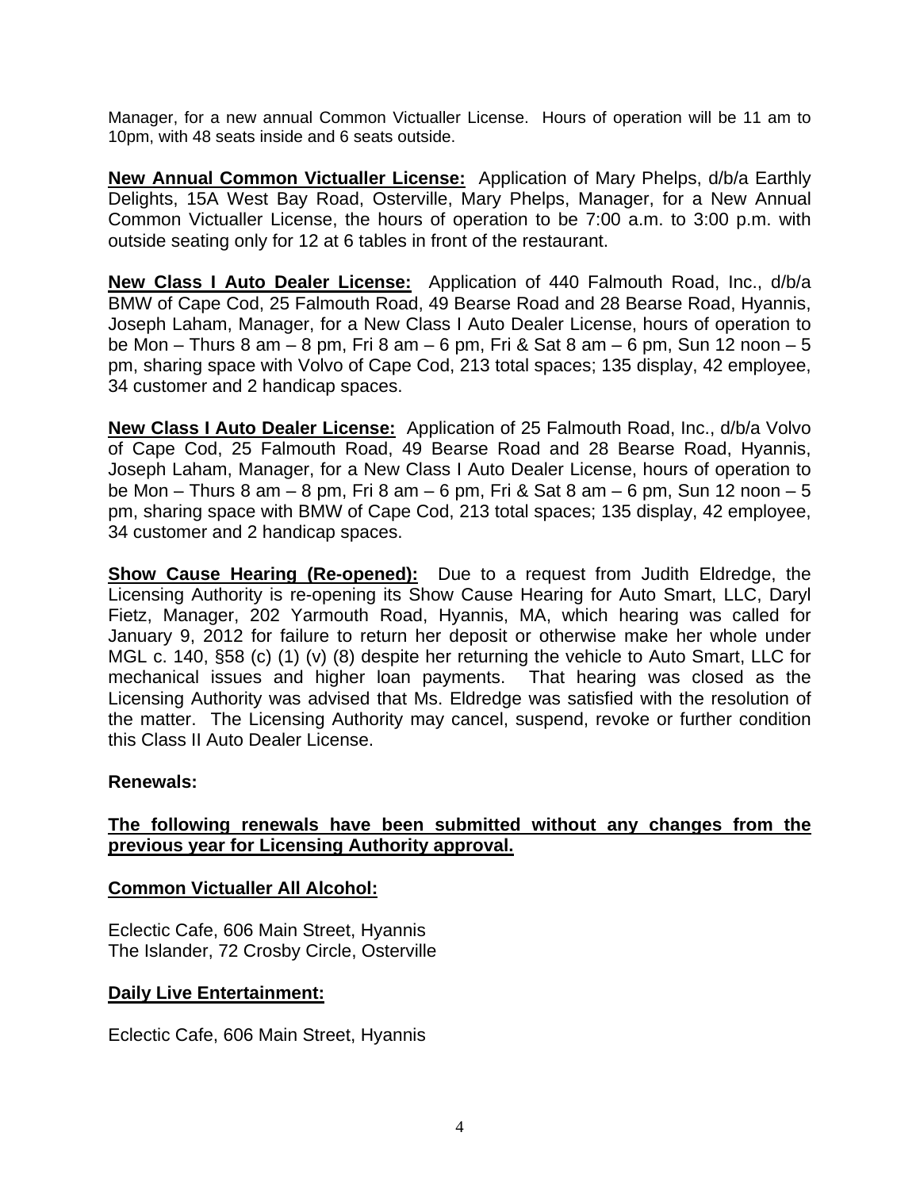Manager, for a new annual Common Victualler License. Hours of operation will be 11 am to 10pm, with 48 seats inside and 6 seats outside.

**New Annual Common Victualler License:** Application of Mary Phelps, d/b/a Earthly Delights, 15A West Bay Road, Osterville, Mary Phelps, Manager, for a New Annual Common Victualler License, the hours of operation to be 7:00 a.m. to 3:00 p.m. with outside seating only for 12 at 6 tables in front of the restaurant.

**New Class I Auto Dealer License:** Application of 440 Falmouth Road, Inc., d/b/a BMW of Cape Cod, 25 Falmouth Road, 49 Bearse Road and 28 Bearse Road, Hyannis, Joseph Laham, Manager, for a New Class I Auto Dealer License, hours of operation to be Mon – Thurs 8 am – 8 pm, Fri 8 am – 6 pm, Fri & Sat 8 am – 6 pm, Sun 12 noon – 5 pm, sharing space with Volvo of Cape Cod, 213 total spaces; 135 display, 42 employee, 34 customer and 2 handicap spaces.

**New Class I Auto Dealer License:** Application of 25 Falmouth Road, Inc., d/b/a Volvo of Cape Cod, 25 Falmouth Road, 49 Bearse Road and 28 Bearse Road, Hyannis, Joseph Laham, Manager, for a New Class I Auto Dealer License, hours of operation to be Mon – Thurs 8 am – 8 pm, Fri 8 am – 6 pm, Fri & Sat 8 am – 6 pm, Sun 12 noon – 5 pm, sharing space with BMW of Cape Cod, 213 total spaces; 135 display, 42 employee, 34 customer and 2 handicap spaces.

**Show Cause Hearing (Re-opened):** Due to a request from Judith Eldredge, the Licensing Authority is re-opening its Show Cause Hearing for Auto Smart, LLC, Daryl Fietz, Manager, 202 Yarmouth Road, Hyannis, MA, which hearing was called for January 9, 2012 for failure to return her deposit or otherwise make her whole under MGL c. 140, §58 (c) (1) (v) (8) despite her returning the vehicle to Auto Smart, LLC for mechanical issues and higher loan payments. That hearing was closed as the Licensing Authority was advised that Ms. Eldredge was satisfied with the resolution of the matter. The Licensing Authority may cancel, suspend, revoke or further condition this Class II Auto Dealer License.

**Renewals:**

**The following renewals have been submitted without any changes from the previous year for Licensing Authority approval.**

**Common Victualler All Alcohol:**

Eclectic Cafe, 606 Main Street, Hyannis
The Islander, 72 Crosby Circle, Osterville

**Daily Live Entertainment:**

Eclectic Cafe, 606 Main Street, Hyannis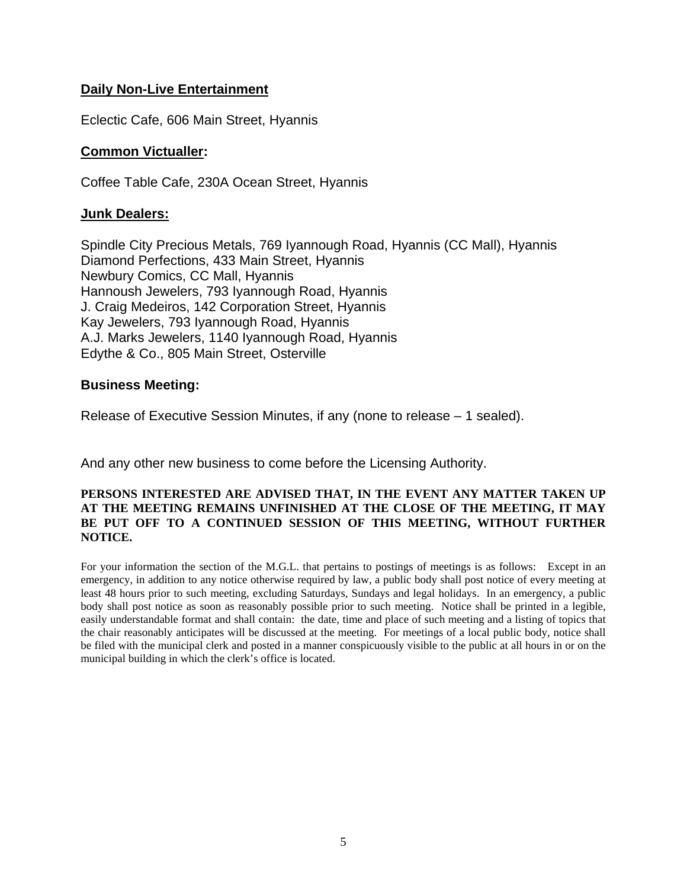**Daily Non-Live Entertainment**

Eclectic Cafe, 606 Main Street, Hyannis

**Common Victualler:**

Coffee Table Cafe, 230A Ocean Street, Hyannis

**Junk Dealers:**

Spindle City Precious Metals, 769 Iyannough Road, Hyannis (CC Mall), Hyannis
Diamond Perfections, 433 Main Street, Hyannis
Newbury Comics, CC Mall, Hyannis
Hannoush Jewelers, 793 Iyannough Road, Hyannis
J. Craig Medeiros, 142 Corporation Street, Hyannis
Kay Jewelers, 793 Iyannough Road, Hyannis
A.J. Marks Jewelers, 1140 Iyannough Road, Hyannis
Edythe & Co., 805 Main Street, Osterville

**Business Meeting:**

Release of Executive Session Minutes, if any (none to release – 1 sealed).

And any other new business to come before the Licensing Authority.

**PERSONS INTERESTED ARE ADVISED THAT, IN THE EVENT ANY MATTER TAKEN UP AT THE MEETING REMAINS UNFINISHED AT THE CLOSE OF THE MEETING, IT MAY BE PUT OFF TO A CONTINUED SESSION OF THIS MEETING, WITHOUT FURTHER NOTICE.**

For your information the section of the M.G.L. that pertains to postings of meetings is as follows: Except in an emergency, in addition to any notice otherwise required by law, a public body shall post notice of every meeting at least 48 hours prior to such meeting, excluding Saturdays, Sundays and legal holidays. In an emergency, a public body shall post notice as soon as reasonably possible prior to such meeting. Notice shall be printed in a legible, easily understandable format and shall contain: the date, time and place of such meeting and a listing of topics that the chair reasonably anticipates will be discussed at the meeting. For meetings of a local public body, notice shall be filed with the municipal clerk and posted in a manner conspicuously visible to the public at all hours in or on the municipal building in which the clerk's office is located.